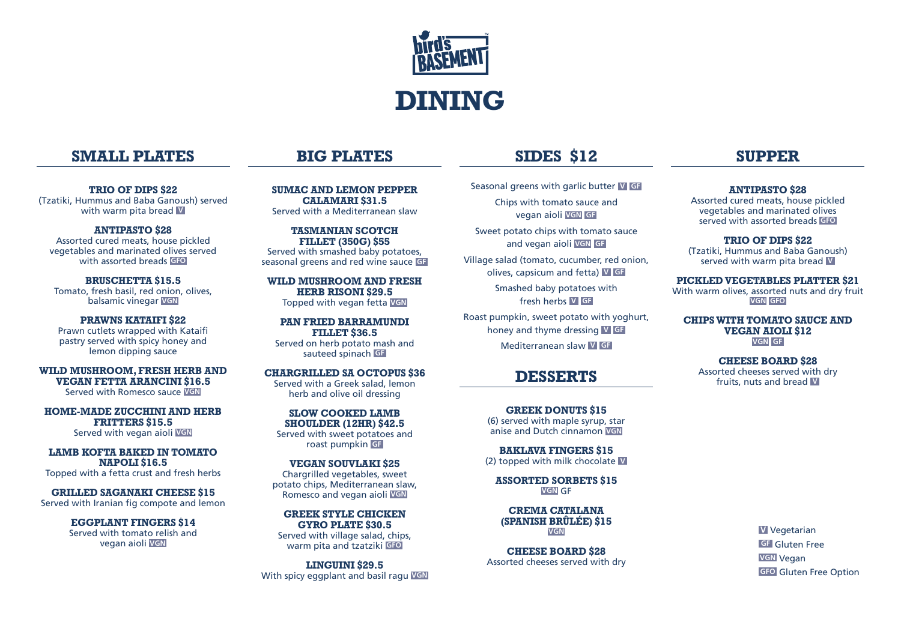bird's BASEMENT

# DINING

## SMALL PLATES

**TRIO OF DIPS $22**
(Tzatiki, Hummus and Baba Ganoush) served with warm pita bread V

**ANTIPASTO $28**
Assorted cured meats, house pickled vegetables and marinated olives served with assorted breads GFO

**BRUSCHETTA $15.5**
Tomato, fresh basil, red onion, olives, balsamic vinegar VGN

**PRAWNS KATAIFI $22**
Prawn cutlets wrapped with Kataifi pastry served with spicy honey and lemon dipping sauce

**WILD MUSHROOM, FRESH HERB AND VEGAN FETTA ARANCINI $16.5**
Served with Romesco sauce VGN

**HOME-MADE ZUCCHINI AND HERB FRITTERS $15.5**
Served with vegan aioli VGN

**LAMB KOFTA BAKED IN TOMATO NAPOLI $16.5**
Topped with a fetta crust and fresh herbs

**GRILLED SAGANAKI CHEESE $15**
Served with Iranian fig compote and lemon

**EGGPLANT FINGERS $14**
Served with tomato relish and vegan aioli VGN

## BIG PLATES

**SUMAC AND LEMON PEPPER CALAMARI $31.5**
Served with a Mediterranean slaw

**TASMANIAN SCOTCH FILLET (350G) $55**
Served with smashed baby potatoes, seasonal greens and red wine sauce GF

**WILD MUSHROOM AND FRESH HERB RISONI $29.5**
Topped with vegan fetta VGN

**PAN FRIED BARRAMUNDI FILLET $36.5**
Served on herb potato mash and sauteed spinach GF

**CHARGRILLED SA OCTOPUS $36**
Served with a Greek salad, lemon herb and olive oil dressing

**SLOW COOKED LAMB SHOULDER (12HR) $42.5**
Served with sweet potatoes and roast pumpkin GF

**VEGAN SOUVLAKI $25**
Chargrilled vegetables, sweet potato chips, Mediterranean slaw, Romesco and vegan aioli VGN

**GREEK STYLE CHICKEN GYRO PLATE $30.5**
Served with village salad, chips, warm pita and tzatziki GFO

**LINGUINI $29.5**
With spicy eggplant and basil ragu VGN

## SIDES $12

Seasonal greens with garlic butter V GF

Chips with tomato sauce and vegan aioli VGN GF

Sweet potato chips with tomato sauce and vegan aioli VGN GF

Village salad (tomato, cucumber, red onion, olives, capsicum and fetta) V GF

Smashed baby potatoes with fresh herbs V GF

Roast pumpkin, sweet potato with yoghurt, honey and thyme dressing V GF

Mediterranean slaw V GF

## DESSERTS

**GREEK DONUTS $15**
(6) served with maple syrup, star anise and Dutch cinnamon VGN

**BAKLAVA FINGERS $15**
(2) topped with milk chocolate V

**ASSORTED SORBETS $15**
VGN GF

**CREMA CATALANA (SPANISH BRÛLÉE) $15**
VGN

**CHEESE BOARD $28**
Assorted cheeses served with dry

## SUPPER

**ANTIPASTO $28**
Assorted cured meats, house pickled vegetables and marinated olives served with assorted breads GFO

**TRIO OF DIPS $22**
(Tzatiki, Hummus and Baba Ganoush) served with warm pita bread V

**PICKLED VEGETABLES PLATTER $21**
With warm olives, assorted nuts and dry fruit VGN GFO

**CHIPS WITH TOMATO SAUCE AND VEGAN AIOLI $12**
VGN GF

**CHEESE BOARD $28**
Assorted cheeses served with dry fruits, nuts and bread V

V Vegetarian
GF Gluten Free
VGN Vegan
GFO Gluten Free Option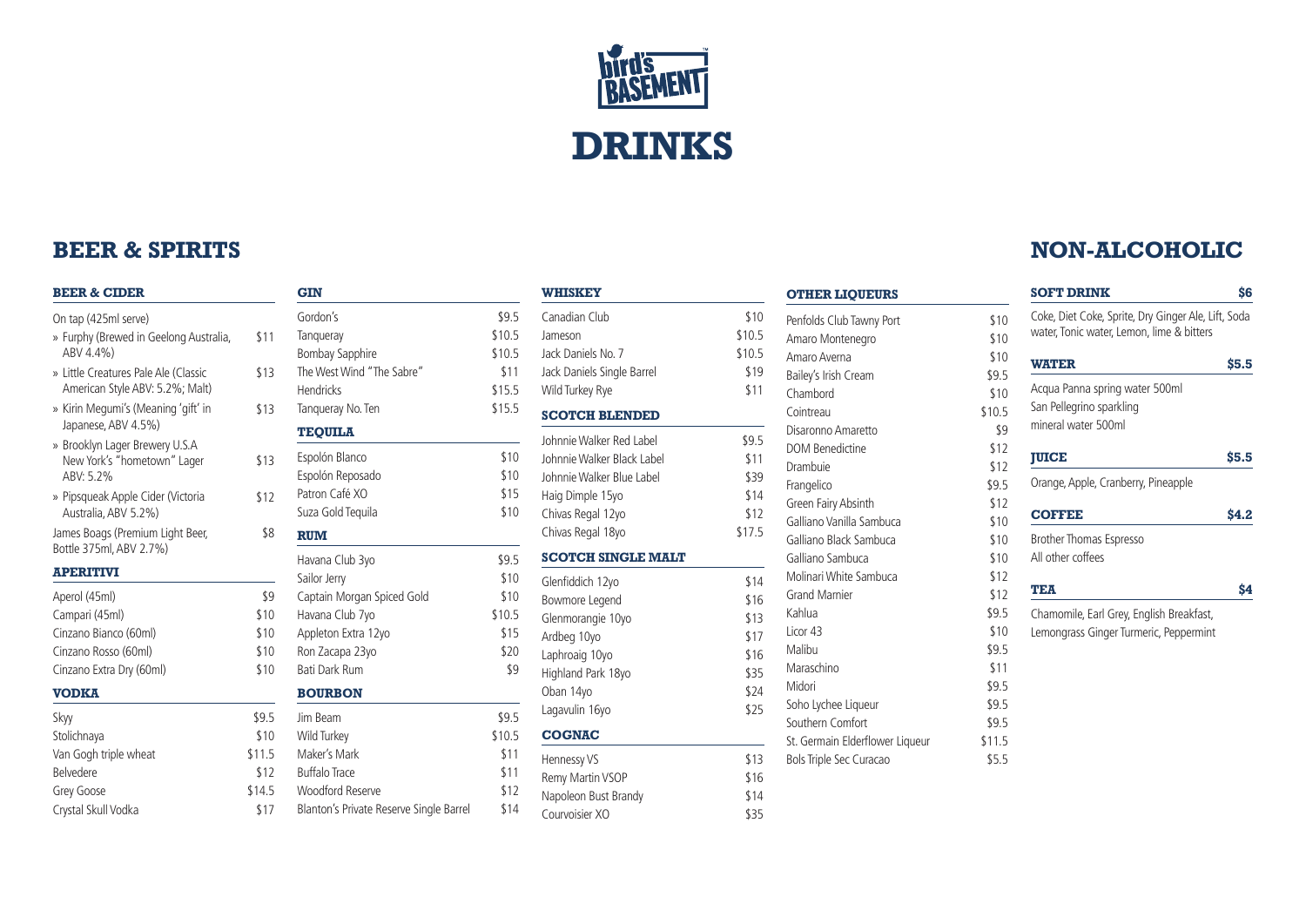bird's BASEMENT

# DRINKS

## BEER & SPIRITS

### BEER & CIDER

On tap (425ml serve)

| Item | Price |
|---|---|
| » Furphy (Brewed in Geelong Australia, ABV 4.4%) | $11 |
| » Little Creatures Pale Ale (Classic American Style ABV: 5.2%; Malt) | $13 |
| » Kirin Megumi's (Meaning 'gift' in Japanese, ABV 4.5%) | $13 |
| » Brooklyn Lager Brewery U.S.A New York's "hometown" Lager ABV: 5.2% | $13 |
| » Pipsqueak Apple Cider (Victoria Australia, ABV 5.2%) | $12 |
| James Boags (Premium Light Beer, Bottle 375ml, ABV 2.7%) | $8 |

### APERITIVI

| Item | Price |
|---|---|
| Aperol (45ml) | $9 |
| Campari (45ml) | $10 |
| Cinzano Bianco (60ml) | $10 |
| Cinzano Rosso (60ml) | $10 |
| Cinzano Extra Dry (60ml) | $10 |

### VODKA

| Item | Price |
|---|---|
| Skyy | $9.5 |
| Stolichnaya | $10 |
| Van Gogh triple wheat | $11.5 |
| Belvedere | $12 |
| Grey Goose | $14.5 |
| Crystal Skull Vodka | $17 |

### GIN

| Item | Price |
|---|---|
| Gordon's | $9.5 |
| Tanqueray | $10.5 |
| Bombay Sapphire | $10.5 |
| The West Wind "The Sabre" | $11 |
| Hendricks | $15.5 |
| Tanqueray No. Ten | $15.5 |

### TEQUILA

| Item | Price |
|---|---|
| Espolón Blanco | $10 |
| Espolón Reposado | $10 |
| Patron Café XO | $15 |
| Suza Gold Tequila | $10 |

### RUM

| Item | Price |
|---|---|
| Havana Club 3yo | $9.5 |
| Sailor Jerry | $10 |
| Captain Morgan Spiced Gold | $10 |
| Havana Club 7yo | $10.5 |
| Appleton Extra 12yo | $15 |
| Ron Zacapa 23yo | $20 |
| Bati Dark Rum | $9 |

### BOURBON

| Item | Price |
|---|---|
| Jim Beam | $9.5 |
| Wild Turkey | $10.5 |
| Maker's Mark | $11 |
| Buffalo Trace | $11 |
| Woodford Reserve | $12 |
| Blanton's Private Reserve Single Barrel | $14 |

### WHISKEY

| Item | Price |
|---|---|
| Canadian Club | $10 |
| Jameson | $10.5 |
| Jack Daniels No. 7 | $10.5 |
| Jack Daniels Single Barrel | $19 |
| Wild Turkey Rye | $11 |

### SCOTCH BLENDED

| Item | Price |
|---|---|
| Johnnie Walker Red Label | $9.5 |
| Johnnie Walker Black Label | $11 |
| Johnnie Walker Blue Label | $39 |
| Haig Dimple 15yo | $14 |
| Chivas Regal 12yo | $12 |
| Chivas Regal 18yo | $17.5 |

### SCOTCH SINGLE MALT

| Item | Price |
|---|---|
| Glenfiddich 12yo | $14 |
| Bowmore Legend | $16 |
| Glenmorangie 10yo | $13 |
| Ardbeg 10yo | $17 |
| Laphroaig 10yo | $16 |
| Highland Park 18yo | $35 |
| Oban 14yo | $24 |
| Lagavulin 16yo | $25 |

### COGNAC

| Item | Price |
|---|---|
| Hennessy VS | $13 |
| Remy Martin VSOP | $16 |
| Napoleon Bust Brandy | $14 |
| Courvoisier XO | $35 |

### OTHER LIQUEURS

| Item | Price |
|---|---|
| Penfolds Club Tawny Port | $10 |
| Amaro Montenegro | $10 |
| Amaro Averna | $10 |
| Bailey's Irish Cream | $9.5 |
| Chambord | $10 |
| Cointreau | $10.5 |
| Disaronno Amaretto | $9 |
| DOM Benedictine | $12 |
| Drambuie | $12 |
| Frangelico | $9.5 |
| Green Fairy Absinth | $12 |
| Galliano Vanilla Sambuca | $10 |
| Galliano Black Sambuca | $10 |
| Galliano Sambuca | $10 |
| Molinari White Sambuca | $12 |
| Grand Marnier | $12 |
| Kahlua | $9.5 |
| Licor 43 | $10 |
| Malibu | $9.5 |
| Maraschino | $11 |
| Midori | $9.5 |
| Soho Lychee Liqueur | $9.5 |
| Southern Comfort | $9.5 |
| St. Germain Elderflower Liqueur | $11.5 |
| Bols Triple Sec Curacao | $5.5 |

## NON-ALCOHOLIC

### SOFT DRINK — $6

Coke, Diet Coke, Sprite, Dry Ginger Ale, Lift, Soda water, Tonic water, Lemon, lime & bitters

### WATER — $5.5

Acqua Panna spring water 500ml
San Pellegrino sparkling mineral water 500ml

### JUICE — $5.5

Orange, Apple, Cranberry, Pineapple

### COFFEE — $4.2

Brother Thomas Espresso
All other coffees

### TEA — $4

Chamomile, Earl Grey, English Breakfast, Lemongrass Ginger Turmeric, Peppermint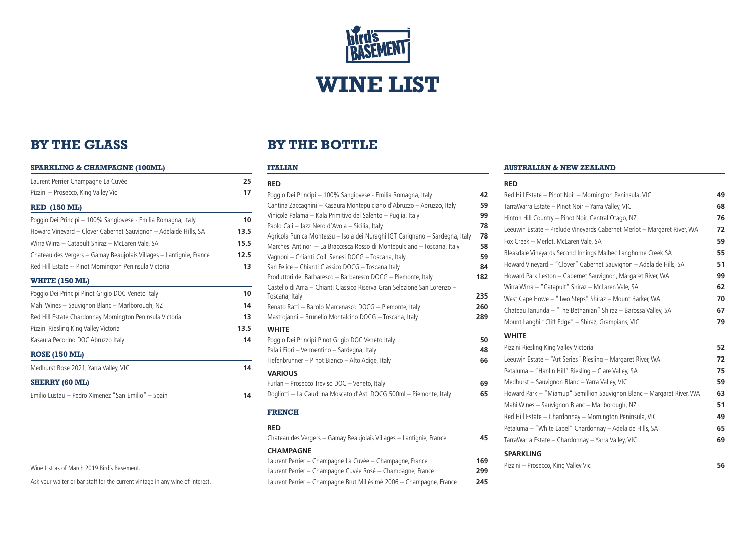# WINE LIST

## BY THE GLASS

### SPARKLING & CHAMPAGNE (100ML)

| | |
|---|---|
| Laurent Perrier Champagne La Cuvée | 25 |
| Pizzini – Prosecco, King Valley Vic | 17 |

### RED (150 ML)

| | |
|---|---|
| Poggio Dei Principi – 100% Sangiovese - Emilia Romagna, Italy | 10 |
| Howard Vineyard – Clover Cabernet Sauvignon – Adelaide Hills, SA | 13.5 |
| Wirra Wirra – Catapult Shiraz – McLaren Vale, SA | 15.5 |
| Chateau des Vergers – Gamay Beaujolais Villages – Lantignie, France | 12.5 |
| Red Hill Estate -- Pinot Mornington Peninsula Victoria | 13 |

### WHITE (150 ML)

| | |
|---|---|
| Poggio Dei Principi Pinot Grigio DOC Veneto Italy | 10 |
| Mahi Wines – Sauvignon Blanc – Marlborough, NZ | 14 |
| Red Hill Estate Chardonnay Mornington Peninsula Victoria | 13 |
| Pizzini Riesling King Valley Victoria | 13.5 |
| Kasaura Pecorino DOC Abruzzo Italy | 14 |

### ROSE (150 ML)

| | |
|---|---|
| Medhurst Rose 2021, Yarra Valley, VIC | 14 |

### SHERRY (60 ML)

| | |
|---|---|
| Emilio Lustau – Pedro Ximenez "San Emilio" – Spain | 14 |

Wine List as of March 2019 Bird's Basement.

Ask your waiter or bar staff for the current vintage in any wine of interest.

## BY THE BOTTLE

### ITALIAN

**RED**

| | |
|---|---|
| Poggio Dei Principi – 100% Sangiovese - Emilia Romagna, Italy | 42 |
| Cantina Zaccagnini – Kasaura Montepulciano d'Abruzzo – Abruzzo, Italy | 59 |
| Vinicola Palama – Kala Primitivo del Salento – Puglia, Italy | 99 |
| Paolo Cali – Jazz Nero d'Avola – Sicilia, Italy | 78 |
| Agricola Punica Montessu – Isola dei Nuraghi IGT Carignano – Sardegna, Italy | 78 |
| Marchesi Antinori – La Braccesca Rosso di Montepulciano – Toscana, Italy | 58 |
| Vagnoni – Chianti Colli Senesi DOCG – Toscana, Italy | 59 |
| San Felice – Chianti Classico DOCG – Toscana Italy | 84 |
| Produttori del Barbaresco – Barbaresco DOCG – Piemonte, Italy | 182 |
| Castello di Ama – Chianti Classico Riserva Gran Selezione San Lorenzo – Toscana, Italy | 235 |
| Renato Ratti – Barolo Marcenasco DOCG – Piemonte, Italy | 260 |
| Mastrojanni – Brunello Montalcino DOCG – Toscana, Italy | 289 |

**WHITE**

| | |
|---|---|
| Poggio Dei Principi Pinot Grigio DOC Veneto Italy | 50 |
| Pala i Fiori – Vermentino – Sardegna, Italy | 48 |
| Tiefenbrunner – Pinot Bianco – Alto Adige, Italy | 66 |

**VARIOUS**

| | |
|---|---|
| Furlan – Prosecco Treviso DOC – Veneto, Italy | 69 |
| Dogliotti – La Caudrina Moscato d'Asti DOCG 500ml – Piemonte, Italy | 65 |

### FRENCH

**RED**

| | |
|---|---|
| Chateau des Vergers – Gamay Beaujolais Villages – Lantignie, France | 45 |

**CHAMPAGNE**

| | |
|---|---|
| Laurent Perrier – Champagne La Cuvée – Champagne, France | 169 |
| Laurent Perrier – Champagne Cuvée Rosé – Champagne, France | 299 |
| Laurent Perrier – Champagne Brut Millésimé 2006 – Champagne, France | 245 |

### AUSTRALIAN & NEW ZEALAND

**RED**

| | |
|---|---|
| Red Hill Estate – Pinot Noir – Mornington Peninsula, VIC | 49 |
| TarraWarra Estate – Pinot Noir – Yarra Valley, VIC | 68 |
| Hinton Hill Country – Pinot Noir, Central Otago, NZ | 76 |
| Leeuwin Estate – Prelude Vineyards Cabernet Merlot – Margaret River, WA | 72 |
| Fox Creek – Merlot, McLaren Vale, SA | 59 |
| Bleasdale Vineyards Second Innings Malbec Langhorne Creek SA | 55 |
| Howard Vineyard – "Clover" Cabernet Sauvignon – Adelaide Hills, SA | 51 |
| Howard Park Leston – Cabernet Sauvignon, Margaret River, WA | 99 |
| Wirra Wirra – "Catapult" Shiraz – McLaren Vale, SA | 62 |
| West Cape Howe – "Two Steps" Shiraz – Mount Barker, WA | 70 |
| Chateau Tanunda – "The Bethanian" Shiraz – Barossa Valley, SA | 67 |
| Mount Langhi "Cliff Edge" – Shiraz, Grampians, VIC | 79 |

**WHITE**

| | |
|---|---|
| Pizzini Riesling King Valley Victoria | 52 |
| Leeuwin Estate – "Art Series" Riesling – Margaret River, WA | 72 |
| Petaluma – "Hanlin Hill" Riesling – Clare Valley, SA | 75 |
| Medhurst – Sauvignon Blanc – Yarra Valley, VIC | 59 |
| Howard Park – "Miamup" Semillion Sauvignon Blanc – Margaret River, WA | 63 |
| Mahi Wines – Sauvignon Blanc – Marlborough, NZ | 51 |
| Red Hill Estate – Chardonnay – Mornington Peninsula, VIC | 49 |
| Petaluma – "White Label" Chardonnay – Adelaide Hills, SA | 65 |
| TarraWarra Estate – Chardonnay – Yarra Valley, VIC | 69 |

**SPARKLING**

| | |
|---|---|
| Pizzini – Prosecco, King Valley Vic | 56 |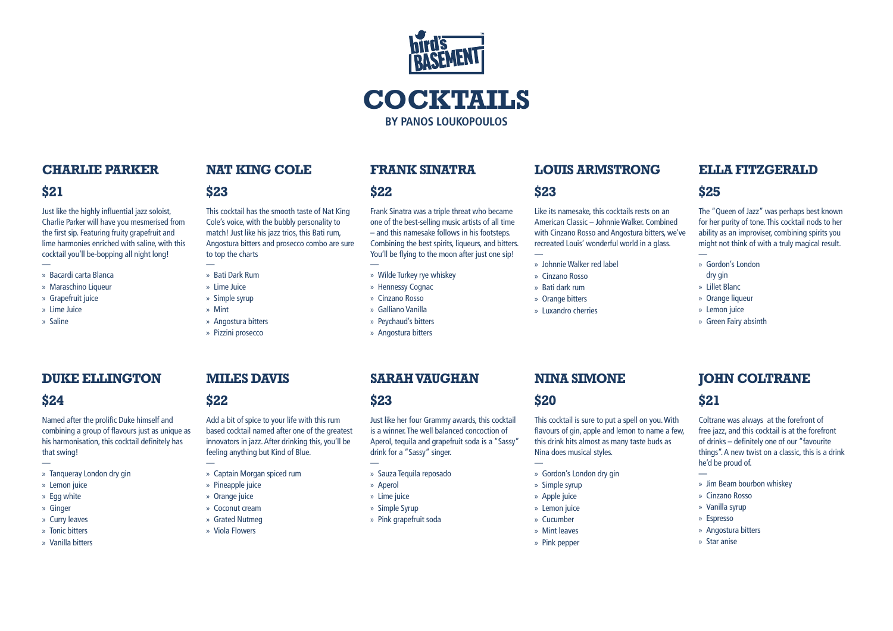bird's BASEMENT™

# COCKTAILS

BY PANOS LOUKOPOULOS

## CHARLIE PARKER

### $21

Just like the highly influential jazz soloist, Charlie Parker will have you mesmerised from the first sip. Featuring fruity grapefruit and lime harmonies enriched with saline, with this cocktail you'll be-bopping all night long!

—

» Bacardi carta Blanca
» Maraschino Liqueur
» Grapefruit juice
» Lime Juice
» Saline

## NAT KING COLE

### $23

This cocktail has the smooth taste of Nat King Cole's voice, with the bubbly personality to match! Just like his jazz trios, this Bati rum, Angostura bitters and prosecco combo are sure to top the charts

—

» Bati Dark Rum
» Lime Juice
» Simple syrup
» Mint
» Angostura bitters
» Pizzini prosecco

## FRANK SINATRA

### $22

Frank Sinatra was a triple threat who became one of the best-selling music artists of all time – and this namesake follows in his footsteps. Combining the best spirits, liqueurs, and bitters. You'll be flying to the moon after just one sip!

—

» Wilde Turkey rye whiskey
» Hennessy Cognac
» Cinzano Rosso
» Galliano Vanilla
» Peychaud's bitters
» Angostura bitters

## LOUIS ARMSTRONG

### $23

Like its namesake, this cocktails rests on an American Classic – Johnnie Walker. Combined with Cinzano Rosso and Angostura bitters, we've recreated Louis' wonderful world in a glass.

—

» Johnnie Walker red label
» Cinzano Rosso
» Bati dark rum
» Orange bitters
» Luxandro cherries

## ELLA FITZGERALD

### $25

The "Queen of Jazz" was perhaps best known for her purity of tone. This cocktail nods to her ability as an improviser, combining spirits you might not think of with a truly magical result.

—

» Gordon's London dry gin
» Lillet Blanc
» Orange liqueur
» Lemon juice
» Green Fairy absinth

## DUKE ELLINGTON

### $24

Named after the prolific Duke himself and combining a group of flavours just as unique as his harmonisation, this cocktail definitely has that swing!

—

» Tanqueray London dry gin
» Lemon juice
» Egg white
» Ginger
» Curry leaves
» Tonic bitters
» Vanilla bitters

## MILES DAVIS

### $22

Add a bit of spice to your life with this rum based cocktail named after one of the greatest innovators in jazz. After drinking this, you'll be feeling anything but Kind of Blue.

—

» Captain Morgan spiced rum
» Pineapple juice
» Orange juice
» Coconut cream
» Grated Nutmeg
» Viola Flowers

## SARAH VAUGHAN

### $23

Just like her four Grammy awards, this cocktail is a winner. The well balanced concoction of Aperol, tequila and grapefruit soda is a "Sassy" drink for a "Sassy" singer.

—

» Sauza Tequila reposado
» Aperol
» Lime juice
» Simple Syrup
» Pink grapefruit soda

## NINA SIMONE

### $20

This cocktail is sure to put a spell on you. With flavours of gin, apple and lemon to name a few, this drink hits almost as many taste buds as Nina does musical styles.

—

» Gordon's London dry gin
» Simple syrup
» Apple juice
» Lemon juice
» Cucumber
» Mint leaves
» Pink pepper

## JOHN COLTRANE

### $21

Coltrane was always at the forefront of free jazz, and this cocktail is at the forefront of drinks – definitely one of our "favourite things". A new twist on a classic, this is a drink he'd be proud of.

—

» Jim Beam bourbon whiskey
» Cinzano Rosso
» Vanilla syrup
» Espresso
» Angostura bitters
» Star anise